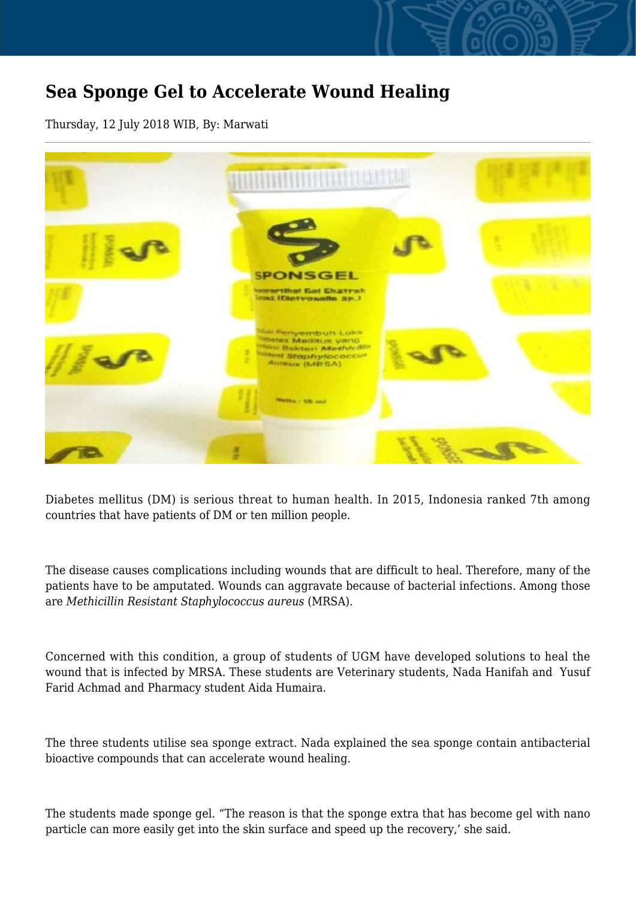# Sea Sponge Gel to Accelerate Wound Healing

Thursday, 12 July 2018 WIB, By: Marwati

Diabetes mellitus (DM) is serious threat to human health. In 2015, Indonesia ranked 7th among countries that have patients of DM or ten million people.

The disease causes complications including wounds that are difficult to heal. Therefore, many of the patients have to be amputated. Wounds can aggravate because of bacterial infections. Among those are *Methicillin Resistant Staphylococcus aureus* (MRSA).

Concerned with this condition, a group of students of UGM have developed solutions to heal the wound that is infected by MRSA. These students are Veterinary students, Nada Hanifah and Yusuf Farid Achmad and Pharmacy student Aida Humaira.

The three students utilise sea sponge extract. Nada explained the sea sponge contain antibacterial bioactive compounds that can accelerate wound healing.

The students made sponge gel. "The reason is that the sponge extra that has become gel with nano particle can more easily get into the skin surface and speed up the recovery,' she said.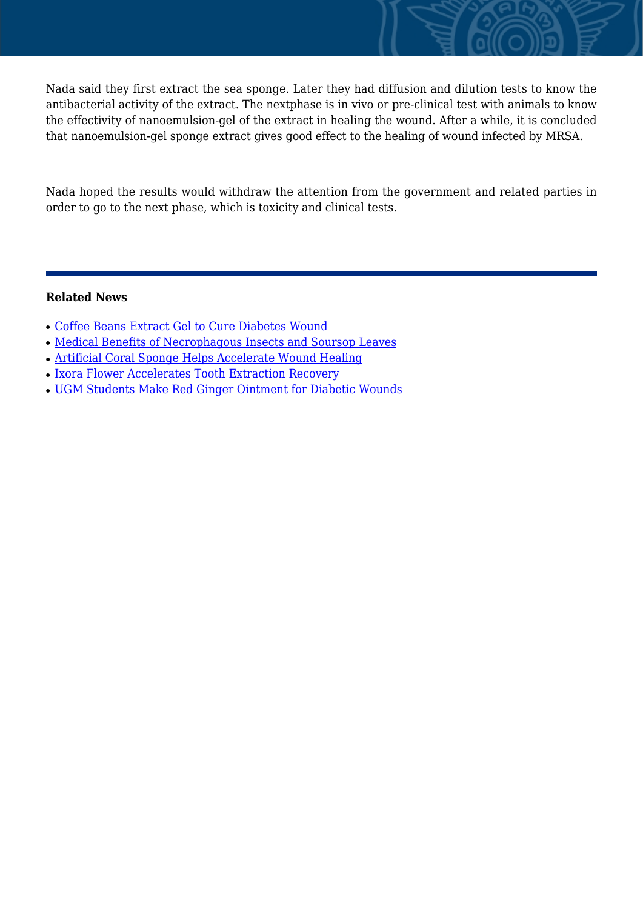Nada said they first extract the sea sponge. Later they had diffusion and dilution tests to know the antibacterial activity of the extract. The nextphase is in vivo or pre-clinical test with animals to know the effectivity of nanoemulsion-gel of the extract in healing the wound. After a while, it is concluded that nanoemulsion-gel sponge extract gives good effect to the healing of wound infected by MRSA.

Nada hoped the results would withdraw the attention from the government and related parties in order to go to the next phase, which is toxicity and clinical tests.

---

**Related News**

- Coffee Beans Extract Gel to Cure Diabetes Wound
- Medical Benefits of Necrophagous Insects and Soursop Leaves
- Artificial Coral Sponge Helps Accelerate Wound Healing
- Ixora Flower Accelerates Tooth Extraction Recovery
- UGM Students Make Red Ginger Ointment for Diabetic Wounds